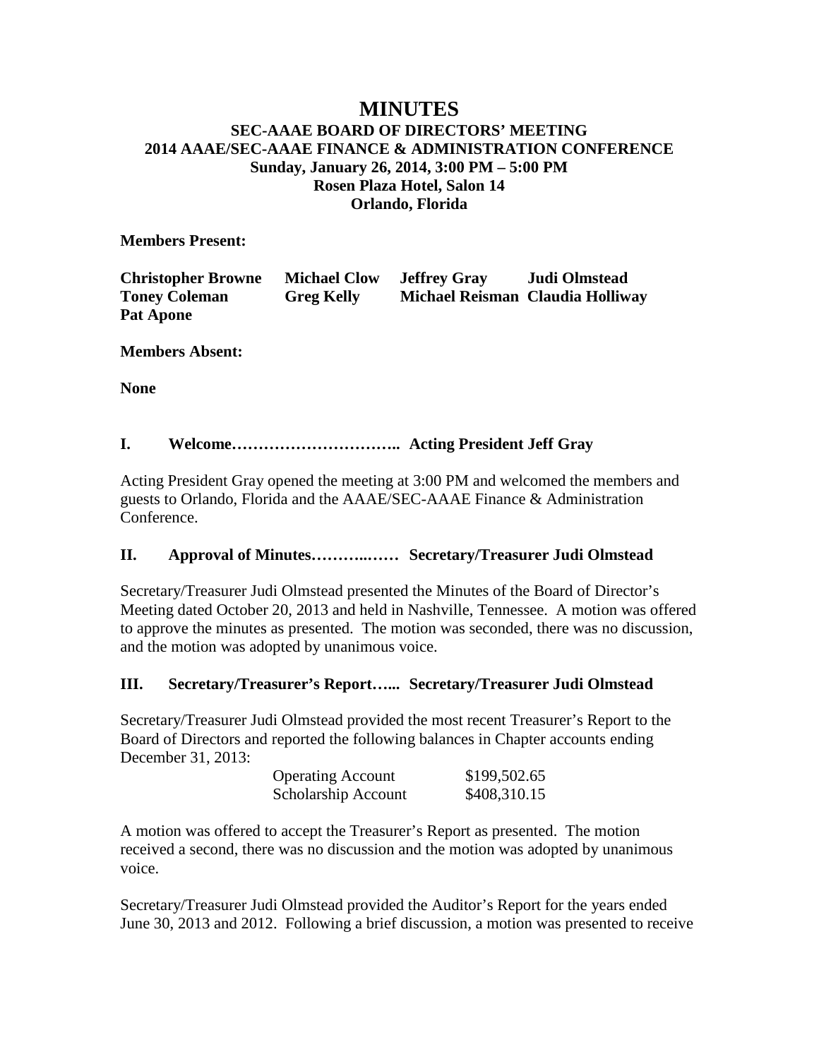# MINUTES

## SEC-AAAE BOARD OF DIRECTORS' MEETING
## 2014 AAAE/SEC-AAAE FINANCE & ADMINISTRATION CONFERENCE
**Sunday, January 26, 2014, 3:00 PM – 5:00 PM**
**Rosen Plaza Hotel, Salon 14**
**Orlando, Florida**

**Members Present:**

| | | | |
|---|---|---|---|
| **Christopher Browne** | **Michael Clow** | **Jeffrey Gray** | **Judi Olmstead** |
| **Toney Coleman** | **Greg Kelly** | **Michael Reisman** | **Claudia Holliway** |
| **Pat Apone** | | | |

**Members Absent:**

**None**

### I. Welcome………………………….. Acting President Jeff Gray

Acting President Gray opened the meeting at 3:00 PM and welcomed the members and guests to Orlando, Florida and the AAAE/SEC-AAAE Finance & Administration Conference.

### II. Approval of Minutes………..…… Secretary/Treasurer Judi Olmstead

Secretary/Treasurer Judi Olmstead presented the Minutes of the Board of Director's Meeting dated October 20, 2013 and held in Nashville, Tennessee. A motion was offered to approve the minutes as presented. The motion was seconded, there was no discussion, and the motion was adopted by unanimous voice.

### III. Secretary/Treasurer's Report…... Secretary/Treasurer Judi Olmstead

Secretary/Treasurer Judi Olmstead provided the most recent Treasurer's Report to the Board of Directors and reported the following balances in Chapter accounts ending December 31, 2013:

| | |
|---|---|
| Operating Account | $199,502.65 |
| Scholarship Account | $408,310.15 |

A motion was offered to accept the Treasurer's Report as presented. The motion received a second, there was no discussion and the motion was adopted by unanimous voice.

Secretary/Treasurer Judi Olmstead provided the Auditor's Report for the years ended June 30, 2013 and 2012. Following a brief discussion, a motion was presented to receive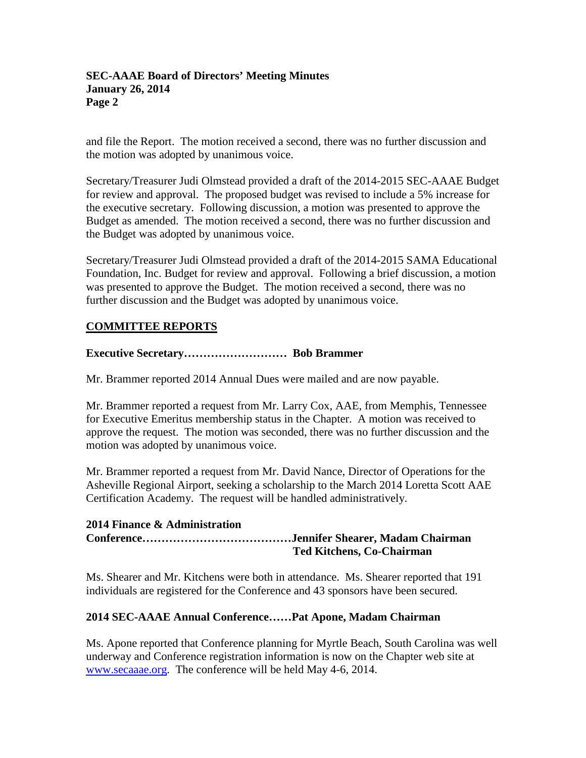and file the Report. The motion received a second, there was no further discussion and the motion was adopted by unanimous voice.

Secretary/Treasurer Judi Olmstead provided a draft of the 2014-2015 SEC-AAAE Budget for review and approval. The proposed budget was revised to include a 5% increase for the executive secretary. Following discussion, a motion was presented to approve the Budget as amended. The motion received a second, there was no further discussion and the Budget was adopted by unanimous voice.

Secretary/Treasurer Judi Olmstead provided a draft of the 2014-2015 SAMA Educational Foundation, Inc. Budget for review and approval. Following a brief discussion, a motion was presented to approve the Budget. The motion received a second, there was no further discussion and the Budget was adopted by unanimous voice.

## COMMITTEE REPORTS

**Executive Secretary……………………… Bob Brammer**

Mr. Brammer reported 2014 Annual Dues were mailed and are now payable.

Mr. Brammer reported a request from Mr. Larry Cox, AAE, from Memphis, Tennessee for Executive Emeritus membership status in the Chapter. A motion was received to approve the request. The motion was seconded, there was no further discussion and the motion was adopted by unanimous voice.

Mr. Brammer reported a request from Mr. David Nance, Director of Operations for the Asheville Regional Airport, seeking a scholarship to the March 2014 Loretta Scott AAE Certification Academy. The request will be handled administratively.

**2014 Finance & Administration Conference…………………………………Jennifer Shearer, Madam Chairman**
**Ted Kitchens, Co-Chairman**

Ms. Shearer and Mr. Kitchens were both in attendance. Ms. Shearer reported that 191 individuals are registered for the Conference and 43 sponsors have been secured.

**2014 SEC-AAAE Annual Conference……Pat Apone, Madam Chairman**

Ms. Apone reported that Conference planning for Myrtle Beach, South Carolina was well underway and Conference registration information is now on the Chapter web site at www.secaaae.org. The conference will be held May 4-6, 2014.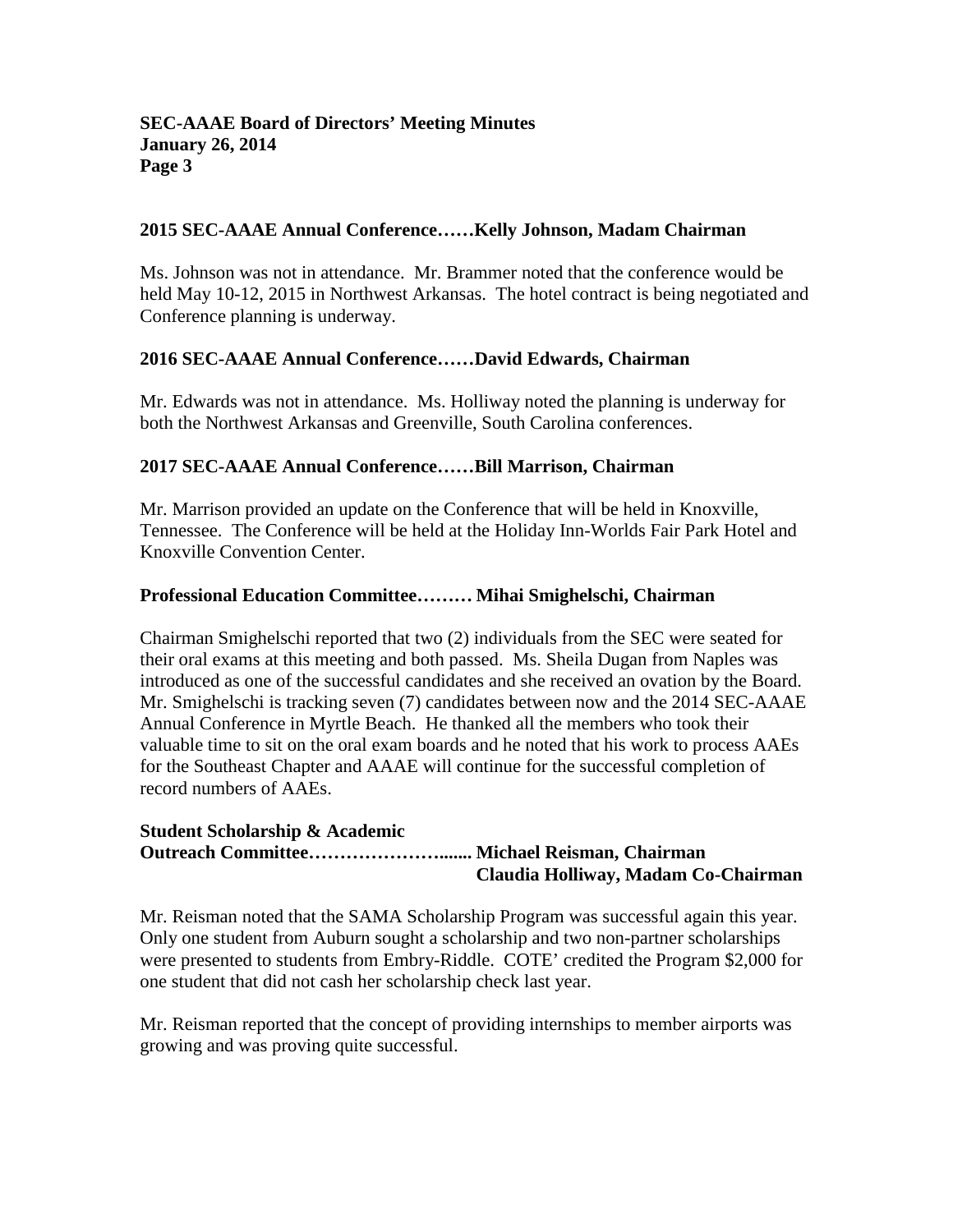**2015 SEC-AAAE Annual Conference……Kelly Johnson, Madam Chairman**

Ms. Johnson was not in attendance. Mr. Brammer noted that the conference would be held May 10-12, 2015 in Northwest Arkansas. The hotel contract is being negotiated and Conference planning is underway.

**2016 SEC-AAAE Annual Conference……David Edwards, Chairman**

Mr. Edwards was not in attendance. Ms. Holliway noted the planning is underway for both the Northwest Arkansas and Greenville, South Carolina conferences.

**2017 SEC-AAAE Annual Conference……Bill Marrison, Chairman**

Mr. Marrison provided an update on the Conference that will be held in Knoxville, Tennessee. The Conference will be held at the Holiday Inn-Worlds Fair Park Hotel and Knoxville Convention Center.

**Professional Education Committee……… Mihai Smighelschi, Chairman**

Chairman Smighelschi reported that two (2) individuals from the SEC were seated for their oral exams at this meeting and both passed. Ms. Sheila Dugan from Naples was introduced as one of the successful candidates and she received an ovation by the Board. Mr. Smighelschi is tracking seven (7) candidates between now and the 2014 SEC-AAAE Annual Conference in Myrtle Beach. He thanked all the members who took their valuable time to sit on the oral exam boards and he noted that his work to process AAEs for the Southeast Chapter and AAAE will continue for the successful completion of record numbers of AAEs.

**Student Scholarship & Academic Outreach Committee…………………...... Michael Reisman, Chairman**
**Claudia Holliway, Madam Co-Chairman**

Mr. Reisman noted that the SAMA Scholarship Program was successful again this year. Only one student from Auburn sought a scholarship and two non-partner scholarships were presented to students from Embry-Riddle. COTE' credited the Program $2,000 for one student that did not cash her scholarship check last year.

Mr. Reisman reported that the concept of providing internships to member airports was growing and was proving quite successful.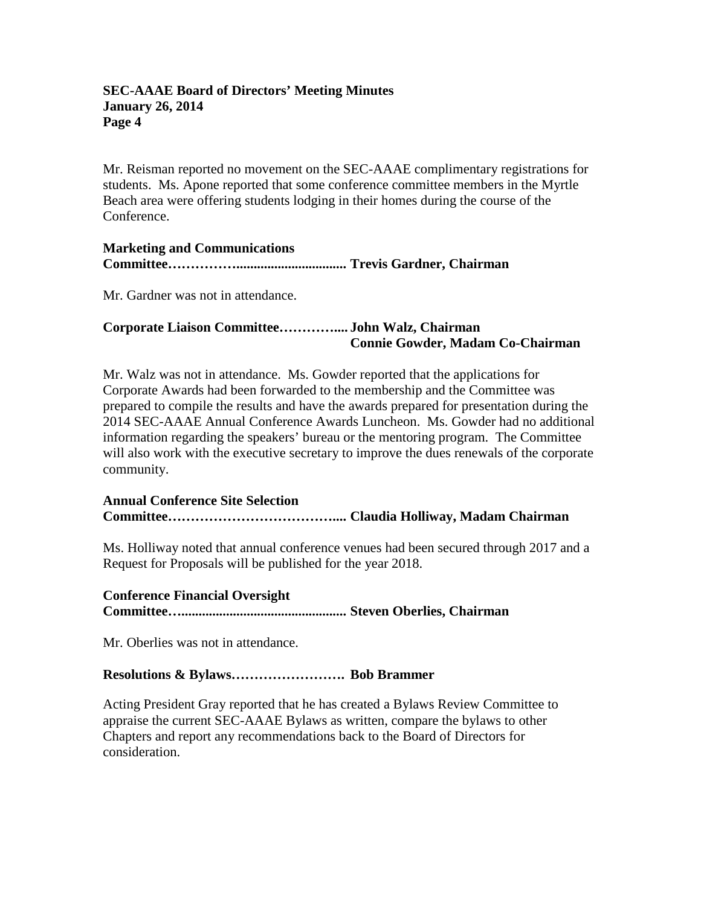Mr. Reisman reported no movement on the SEC-AAAE complimentary registrations for students. Ms. Apone reported that some conference committee members in the Myrtle Beach area were offering students lodging in their homes during the course of the Conference.

**Marketing and Communications Committee…………….............................. Trevis Gardner, Chairman**

Mr. Gardner was not in attendance.

**Corporate Liaison Committee………….... John Walz, Chairman**
**Connie Gowder, Madam Co-Chairman**

Mr. Walz was not in attendance. Ms. Gowder reported that the applications for Corporate Awards had been forwarded to the membership and the Committee was prepared to compile the results and have the awards prepared for presentation during the 2014 SEC-AAAE Annual Conference Awards Luncheon. Ms. Gowder had no additional information regarding the speakers' bureau or the mentoring program. The Committee will also work with the executive secretary to improve the dues renewals of the corporate community.

**Annual Conference Site Selection Committee……………………………….... Claudia Holliway, Madam Chairman**

Ms. Holliway noted that annual conference venues had been secured through 2017 and a Request for Proposals will be published for the year 2018.

**Conference Financial Oversight Committee…............................................... Steven Oberlies, Chairman**

Mr. Oberlies was not in attendance.

**Resolutions & Bylaws……………………. Bob Brammer**

Acting President Gray reported that he has created a Bylaws Review Committee to appraise the current SEC-AAAE Bylaws as written, compare the bylaws to other Chapters and report any recommendations back to the Board of Directors for consideration.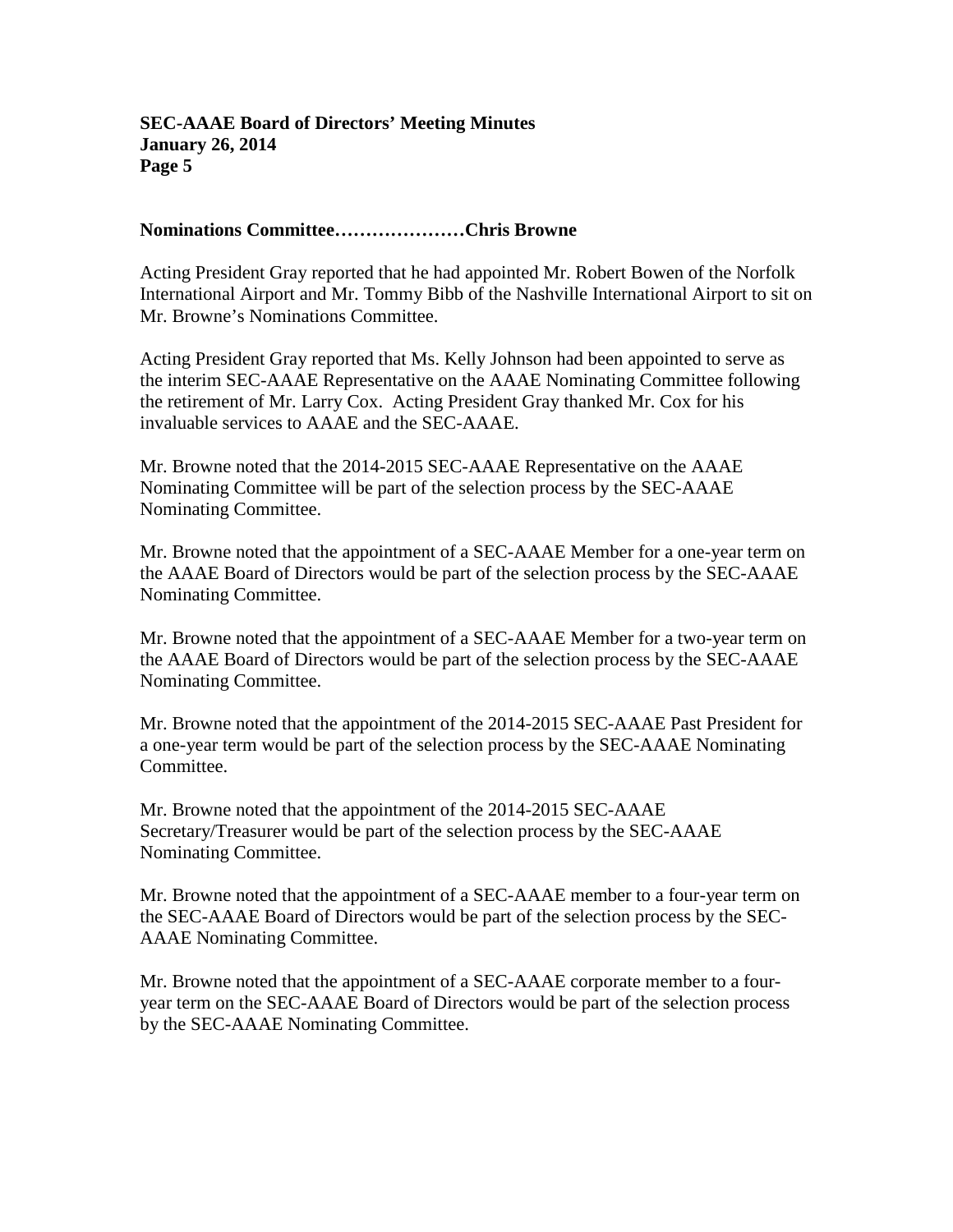**Nominations Committee…………………Chris Browne**

Acting President Gray reported that he had appointed Mr. Robert Bowen of the Norfolk International Airport and Mr. Tommy Bibb of the Nashville International Airport to sit on Mr. Browne's Nominations Committee.

Acting President Gray reported that Ms. Kelly Johnson had been appointed to serve as the interim SEC-AAAE Representative on the AAAE Nominating Committee following the retirement of Mr. Larry Cox. Acting President Gray thanked Mr. Cox for his invaluable services to AAAE and the SEC-AAAE.

Mr. Browne noted that the 2014-2015 SEC-AAAE Representative on the AAAE Nominating Committee will be part of the selection process by the SEC-AAAE Nominating Committee.

Mr. Browne noted that the appointment of a SEC-AAAE Member for a one-year term on the AAAE Board of Directors would be part of the selection process by the SEC-AAAE Nominating Committee.

Mr. Browne noted that the appointment of a SEC-AAAE Member for a two-year term on the AAAE Board of Directors would be part of the selection process by the SEC-AAAE Nominating Committee.

Mr. Browne noted that the appointment of the 2014-2015 SEC-AAAE Past President for a one-year term would be part of the selection process by the SEC-AAAE Nominating Committee.

Mr. Browne noted that the appointment of the 2014-2015 SEC-AAAE Secretary/Treasurer would be part of the selection process by the SEC-AAAE Nominating Committee.

Mr. Browne noted that the appointment of a SEC-AAAE member to a four-year term on the SEC-AAAE Board of Directors would be part of the selection process by the SEC-AAAE Nominating Committee.

Mr. Browne noted that the appointment of a SEC-AAAE corporate member to a four-year term on the SEC-AAAE Board of Directors would be part of the selection process by the SEC-AAAE Nominating Committee.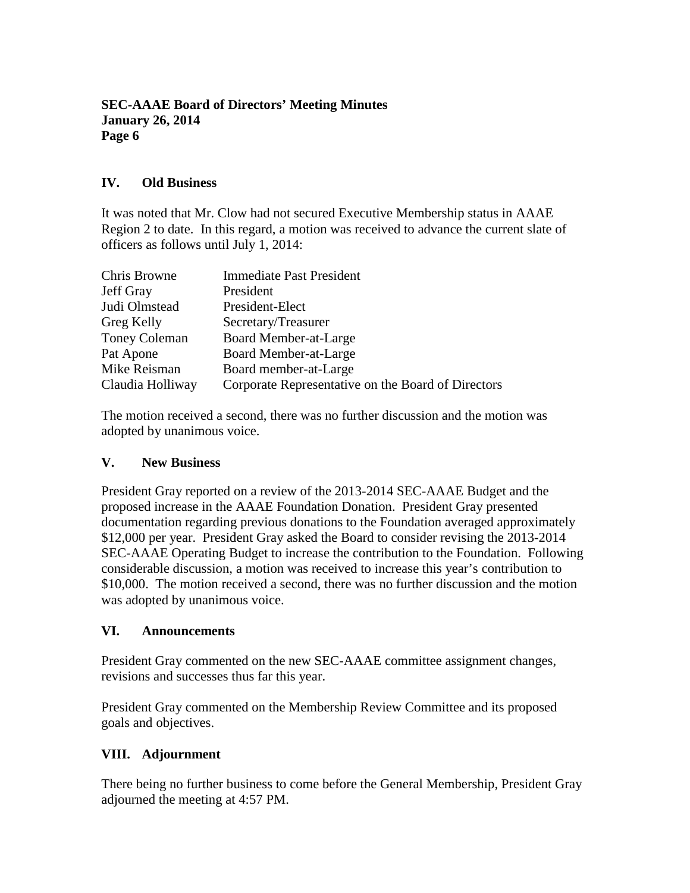## IV. Old Business

It was noted that Mr. Clow had not secured Executive Membership status in AAAE Region 2 to date. In this regard, a motion was received to advance the current slate of officers as follows until July 1, 2014:

| | |
|---|---|
| Chris Browne | Immediate Past President |
| Jeff Gray | President |
| Judi Olmstead | President-Elect |
| Greg Kelly | Secretary/Treasurer |
| Toney Coleman | Board Member-at-Large |
| Pat Apone | Board Member-at-Large |
| Mike Reisman | Board member-at-Large |
| Claudia Holliway | Corporate Representative on the Board of Directors |

The motion received a second, there was no further discussion and the motion was adopted by unanimous voice.

## V. New Business

President Gray reported on a review of the 2013-2014 SEC-AAAE Budget and the proposed increase in the AAAE Foundation Donation. President Gray presented documentation regarding previous donations to the Foundation averaged approximately \$12,000 per year. President Gray asked the Board to consider revising the 2013-2014 SEC-AAAE Operating Budget to increase the contribution to the Foundation. Following considerable discussion, a motion was received to increase this year's contribution to \$10,000. The motion received a second, there was no further discussion and the motion was adopted by unanimous voice.

## VI. Announcements

President Gray commented on the new SEC-AAAE committee assignment changes, revisions and successes thus far this year.

President Gray commented on the Membership Review Committee and its proposed goals and objectives.

## VIII. Adjournment

There being no further business to come before the General Membership, President Gray adjourned the meeting at 4:57 PM.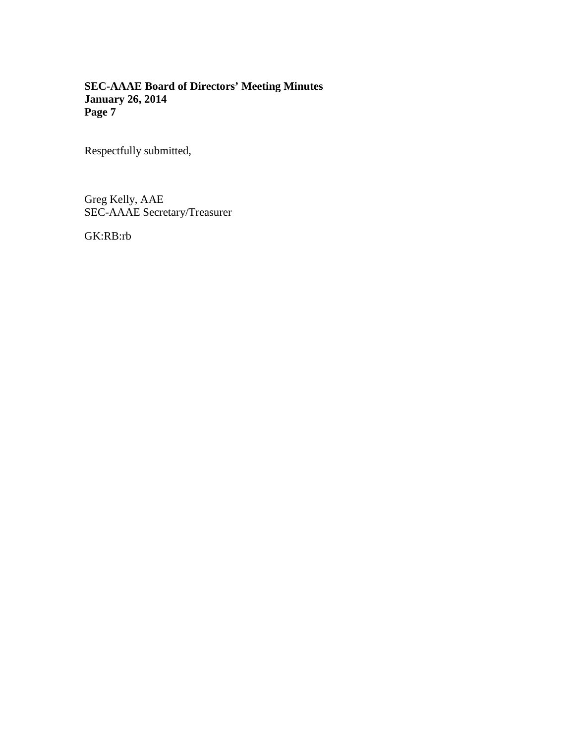Respectfully submitted,

Greg Kelly, AAE
SEC-AAAE Secretary/Treasurer

GK:RB:rb